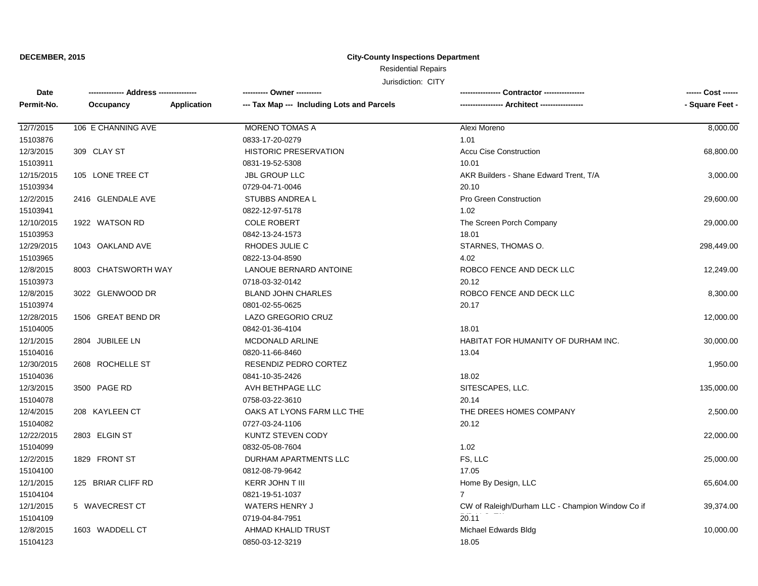**DECEMBER, 2015**

**City-County Inspections Department**

Residential Repairs

Jurisdiction: CITY

| Date<br>Permit-No. | Address<br>Occupancy / Application | Owner<br>Tax Map --- Including Lots and Parcels | Contractor<br>Architect | Cost<br>Square Feet |
|---|---|---|---|---|
| 12/7/2015<br>15103876 | 106 E CHANNING AVE | MORENO TOMAS A<br>0833-17-20-0279 | Alexi Moreno<br>1.01 | 8,000.00 |
| 12/3/2015<br>15103911 | 309 CLAY ST | HISTORIC PRESERVATION<br>0831-19-52-5308 | Accu Cise Construction<br>10.01 | 68,800.00 |
| 12/15/2015<br>15103934 | 105 LONE TREE CT | JBL GROUP LLC<br>0729-04-71-0046 | AKR Builders - Shane Edward Trent, T/A<br>20.10 | 3,000.00 |
| 12/2/2015<br>15103941 | 2416 GLENDALE AVE | STUBBS ANDREA L<br>0822-12-97-5178 | Pro Green Construction<br>1.02 | 29,600.00 |
| 12/10/2015<br>15103953 | 1922 WATSON RD | COLE ROBERT<br>0842-13-24-1573 | The Screen Porch Company<br>18.01 | 29,000.00 |
| 12/29/2015<br>15103965 | 1043 OAKLAND AVE | RHODES JULIE C<br>0822-13-04-8590 | STARNES, THOMAS O.<br>4.02 | 298,449.00 |
| 12/8/2015<br>15103973 | 8003 CHATSWORTH WAY | LANOUE BERNARD ANTOINE<br>0718-03-32-0142 | ROBCO FENCE AND DECK LLC<br>20.12 | 12,249.00 |
| 12/8/2015<br>15103974 | 3022 GLENWOOD DR | BLAND JOHN CHARLES<br>0801-02-55-0625 | ROBCO FENCE AND DECK LLC<br>20.17 | 8,300.00 |
| 12/28/2015<br>15104005 | 1506 GREAT BEND DR | LAZO GREGORIO CRUZ<br>0842-01-36-4104 | 18.01 | 12,000.00 |
| 12/1/2015<br>15104016 | 2804 JUBILEE LN | MCDONALD ARLINE<br>0820-11-66-8460 | HABITAT FOR HUMANITY OF DURHAM INC.<br>13.04 | 30,000.00 |
| 12/30/2015<br>15104036 | 2608 ROCHELLE ST | RESENDIZ PEDRO CORTEZ<br>0841-10-35-2426 | 18.02 | 1,950.00 |
| 12/3/2015<br>15104078 | 3500 PAGE RD | AVH BETHPAGE LLC<br>0758-03-22-3610 | SITESCAPES, LLC.<br>20.14 | 135,000.00 |
| 12/4/2015<br>15104082 | 208 KAYLEEN CT | OAKS AT LYONS FARM LLC THE<br>0727-03-24-1106 | THE DREES HOMES COMPANY<br>20.12 | 2,500.00 |
| 12/22/2015<br>15104099 | 2803 ELGIN ST | KUNTZ STEVEN CODY<br>0832-05-08-7604 | 1.02 | 22,000.00 |
| 12/2/2015<br>15104100 | 1829 FRONT ST | DURHAM APARTMENTS LLC<br>0812-08-79-9642 | FS, LLC<br>17.05 | 25,000.00 |
| 12/1/2015<br>15104104 | 125 BRIAR CLIFF RD | KERR JOHN T III<br>0821-19-51-1037 | Home By Design, LLC<br>7 | 65,604.00 |
| 12/1/2015<br>15104109 | 5 WAVECREST CT | WATERS HENRY J<br>0719-04-84-7951 | CW of Raleigh/Durham LLC - Champion Window Co if<br>20.11 | 39,374.00 |
| 12/8/2015<br>15104123 | 1603 WADDELL CT | AHMAD KHALID TRUST<br>0850-03-12-3219 | Michael Edwards Bldg<br>18.05 | 10,000.00 |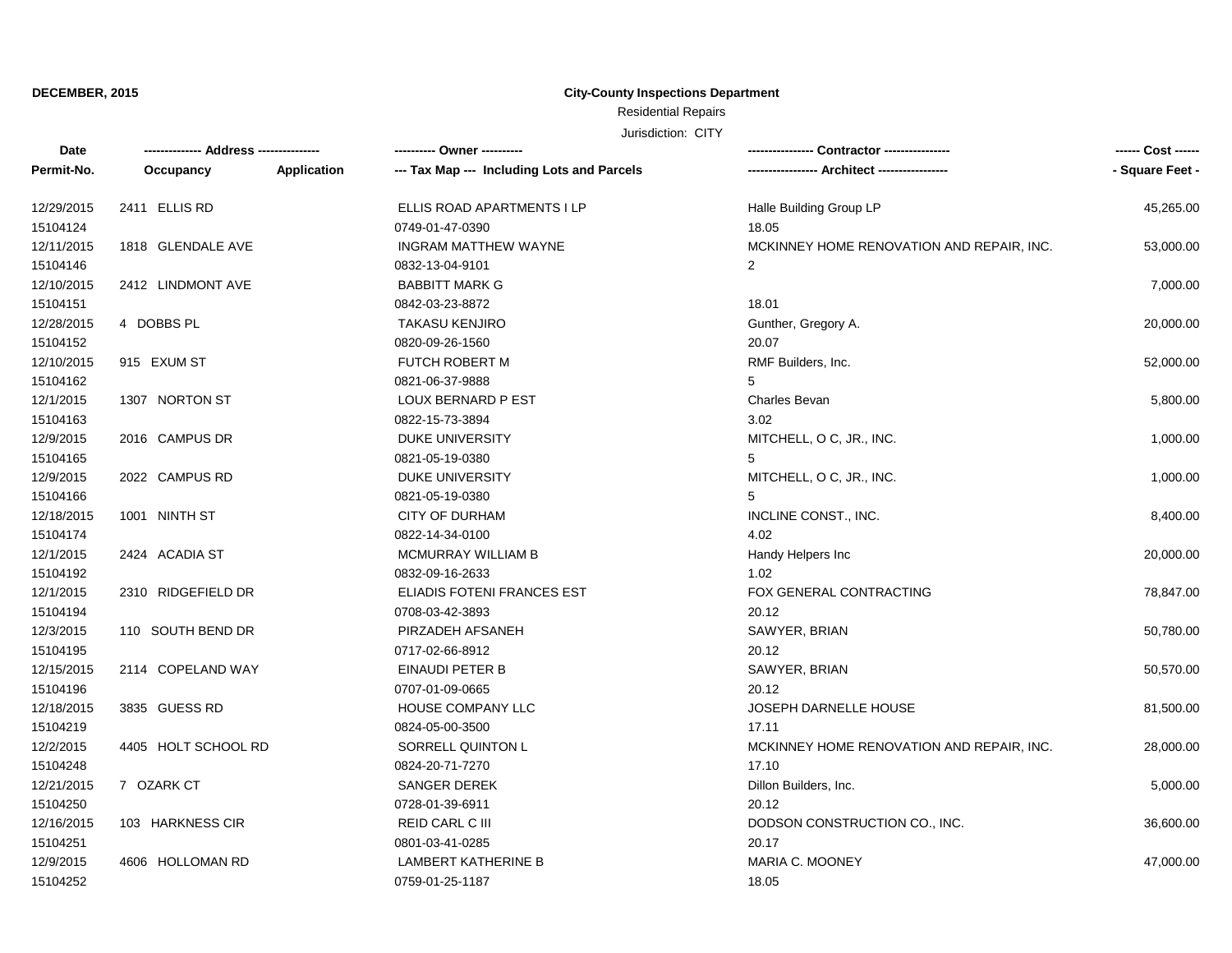**DECEMBER, 2015**

**City-County Inspections Department**

Residential Repairs

Jurisdiction: CITY

| Date<br>Permit-No. | -------------- Address --------------<br>Occupancy | Application | ---------- Owner ----------<br>--- Tax Map --- Including Lots and Parcels | ---------------- Contractor ----------------<br>----------------- Architect ----------------- | ------ Cost ------<br>- Square Feet - |
|---|---|---|---|---|---|
| 12/29/2015<br>15104124 | 2411 ELLIS RD | | ELLIS ROAD APARTMENTS I LP<br>0749-01-47-0390 | Halle Building Group LP<br>18.05 | 45,265.00 |
| 12/11/2015<br>15104146 | 1818 GLENDALE AVE | | INGRAM MATTHEW WAYNE<br>0832-13-04-9101 | MCKINNEY HOME RENOVATION AND REPAIR, INC.<br>2 | 53,000.00 |
| 12/10/2015<br>15104151 | 2412 LINDMONT AVE | | BABBITT MARK G<br>0842-03-23-8872 | <br>18.01 | 7,000.00 |
| 12/28/2015<br>15104152 | 4 DOBBS PL | | TAKASU KENJIRO<br>0820-09-26-1560 | Gunther, Gregory A.<br>20.07 | 20,000.00 |
| 12/10/2015<br>15104162 | 915 EXUM ST | | FUTCH ROBERT M<br>0821-06-37-9888 | RMF Builders, Inc.<br>5 | 52,000.00 |
| 12/1/2015<br>15104163 | 1307 NORTON ST | | LOUX BERNARD P EST<br>0822-15-73-3894 | Charles Bevan<br>3.02 | 5,800.00 |
| 12/9/2015<br>15104165 | 2016 CAMPUS DR | | DUKE UNIVERSITY<br>0821-05-19-0380 | MITCHELL, O C, JR., INC.<br>5 | 1,000.00 |
| 12/9/2015<br>15104166 | 2022 CAMPUS RD | | DUKE UNIVERSITY<br>0821-05-19-0380 | MITCHELL, O C, JR., INC.<br>5 | 1,000.00 |
| 12/18/2015<br>15104174 | 1001 NINTH ST | | CITY OF DURHAM<br>0822-14-34-0100 | INCLINE CONST., INC.<br>4.02 | 8,400.00 |
| 12/1/2015<br>15104192 | 2424 ACADIA ST | | MCMURRAY WILLIAM B<br>0832-09-16-2633 | Handy Helpers Inc<br>1.02 | 20,000.00 |
| 12/1/2015<br>15104194 | 2310 RIDGEFIELD DR | | ELIADIS FOTENI FRANCES EST<br>0708-03-42-3893 | FOX GENERAL CONTRACTING<br>20.12 | 78,847.00 |
| 12/3/2015<br>15104195 | 110 SOUTH BEND DR | | PIRZADEH AFSANEH<br>0717-02-66-8912 | SAWYER, BRIAN<br>20.12 | 50,780.00 |
| 12/15/2015<br>15104196 | 2114 COPELAND WAY | | EINAUDI PETER B<br>0707-01-09-0665 | SAWYER, BRIAN<br>20.12 | 50,570.00 |
| 12/18/2015<br>15104219 | 3835 GUESS RD | | HOUSE COMPANY LLC<br>0824-05-00-3500 | JOSEPH DARNELLE HOUSE<br>17.11 | 81,500.00 |
| 12/2/2015<br>15104248 | 4405 HOLT SCHOOL RD | | SORRELL QUINTON L<br>0824-20-71-7270 | MCKINNEY HOME RENOVATION AND REPAIR, INC.<br>17.10 | 28,000.00 |
| 12/21/2015<br>15104250 | 7 OZARK CT | | SANGER DEREK<br>0728-01-39-6911 | Dillon Builders, Inc.<br>20.12 | 5,000.00 |
| 12/16/2015<br>15104251 | 103 HARKNESS CIR | | REID CARL C III<br>0801-03-41-0285 | DODSON CONSTRUCTION CO., INC.<br>20.17 | 36,600.00 |
| 12/9/2015<br>15104252 | 4606 HOLLOMAN RD | | LAMBERT KATHERINE B<br>0759-01-25-1187 | MARIA C. MOONEY<br>18.05 | 47,000.00 |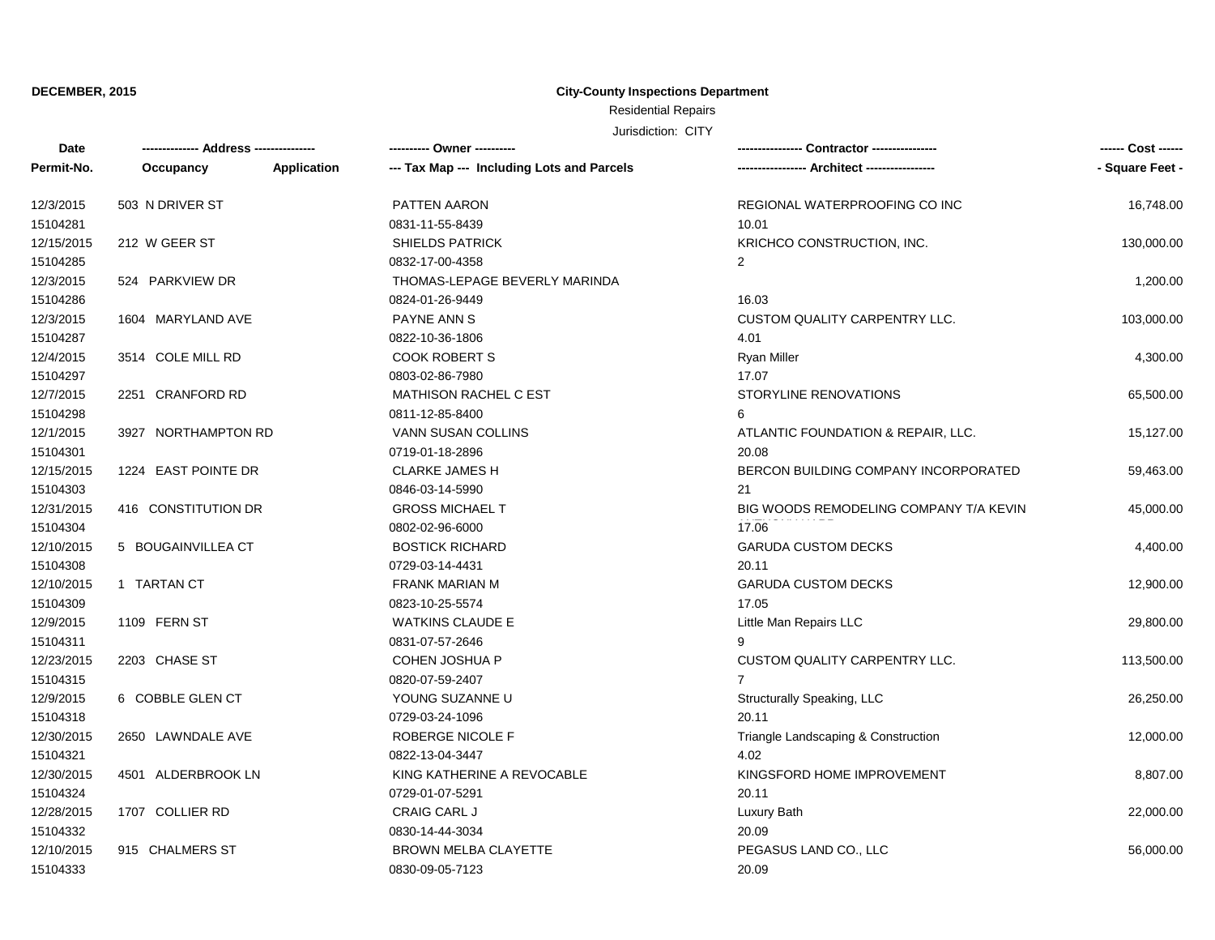**DECEMBER, 2015**

**City-County Inspections Department**

Residential Repairs

Jurisdiction: CITY

| Date<br>Permit-No. | -------------- Address --------------<br>Occupancy | Application | ---------- Owner ----------<br>--- Tax Map --- Including Lots and Parcels | ---------------- Contractor ----------------<br>----------------- Architect ----------------- | ------ Cost ------<br>- Square Feet - |
|---|---|---|---|---|---|
| 12/3/2015<br>15104281 | 503 N DRIVER ST | | PATTEN AARON<br>0831-11-55-8439 | REGIONAL WATERPROOFING CO INC<br>10.01 | 16,748.00 |
| 12/15/2015<br>15104285 | 212 W GEER ST | | SHIELDS PATRICK<br>0832-17-00-4358 | KRICHCO CONSTRUCTION, INC.<br>2 | 130,000.00 |
| 12/3/2015<br>15104286 | 524 PARKVIEW DR | | THOMAS-LEPAGE BEVERLY MARINDA<br>0824-01-26-9449 | <br>16.03 | 1,200.00 |
| 12/3/2015<br>15104287 | 1604 MARYLAND AVE | | PAYNE ANN S<br>0822-10-36-1806 | CUSTOM QUALITY CARPENTRY LLC.<br>4.01 | 103,000.00 |
| 12/4/2015<br>15104297 | 3514 COLE MILL RD | | COOK ROBERT S<br>0803-02-86-7980 | Ryan Miller<br>17.07 | 4,300.00 |
| 12/7/2015<br>15104298 | 2251 CRANFORD RD | | MATHISON RACHEL C EST<br>0811-12-85-8400 | STORYLINE RENOVATIONS<br>6 | 65,500.00 |
| 12/1/2015<br>15104301 | 3927 NORTHAMPTON RD | | VANN SUSAN COLLINS<br>0719-01-18-2896 | ATLANTIC FOUNDATION & REPAIR, LLC.<br>20.08 | 15,127.00 |
| 12/15/2015<br>15104303 | 1224 EAST POINTE DR | | CLARKE JAMES H<br>0846-03-14-5990 | BERCON BUILDING COMPANY INCORPORATED<br>21 | 59,463.00 |
| 12/31/2015<br>15104304 | 416 CONSTITUTION DR | | GROSS MICHAEL T<br>0802-02-96-6000 | BIG WOODS REMODELING COMPANY T/A KEVIN<br>17.06 | 45,000.00 |
| 12/10/2015<br>15104308 | 5 BOUGAINVILLEA CT | | BOSTICK RICHARD<br>0729-03-14-4431 | GARUDA CUSTOM DECKS<br>20.11 | 4,400.00 |
| 12/10/2015<br>15104309 | 1 TARTAN CT | | FRANK MARIAN M<br>0823-10-25-5574 | GARUDA CUSTOM DECKS<br>17.05 | 12,900.00 |
| 12/9/2015<br>15104311 | 1109 FERN ST | | WATKINS CLAUDE E<br>0831-07-57-2646 | Little Man Repairs LLC<br>9 | 29,800.00 |
| 12/23/2015<br>15104315 | 2203 CHASE ST | | COHEN JOSHUA P<br>0820-07-59-2407 | CUSTOM QUALITY CARPENTRY LLC.<br>7 | 113,500.00 |
| 12/9/2015<br>15104318 | 6 COBBLE GLEN CT | | YOUNG SUZANNE U<br>0729-03-24-1096 | Structurally Speaking, LLC<br>20.11 | 26,250.00 |
| 12/30/2015<br>15104321 | 2650 LAWNDALE AVE | | ROBERGE NICOLE F<br>0822-13-04-3447 | Triangle Landscaping & Construction<br>4.02 | 12,000.00 |
| 12/30/2015<br>15104324 | 4501 ALDERBROOK LN | | KING KATHERINE A REVOCABLE<br>0729-01-07-5291 | KINGSFORD HOME IMPROVEMENT<br>20.11 | 8,807.00 |
| 12/28/2015<br>15104332 | 1707 COLLIER RD | | CRAIG CARL J<br>0830-14-44-3034 | Luxury Bath<br>20.09 | 22,000.00 |
| 12/10/2015<br>15104333 | 915 CHALMERS ST | | BROWN MELBA CLAYETTE<br>0830-09-05-7123 | PEGASUS LAND CO., LLC<br>20.09 | 56,000.00 |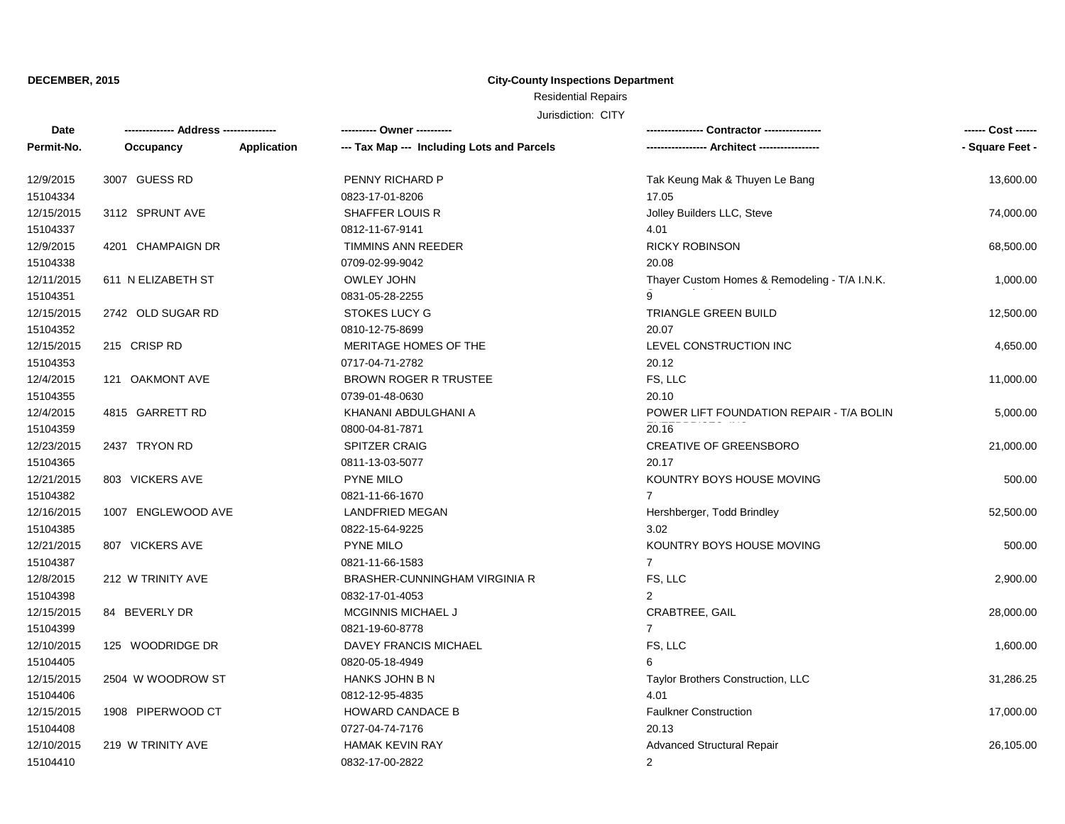**DECEMBER, 2015**

**City-County Inspections Department**

Residential Repairs

Jurisdiction: CITY

| Date / Permit-No. | Address / Occupancy / Application | Owner / Tax Map --- Including Lots and Parcels | Contractor / Architect | Cost / Square Feet |
|---|---|---|---|---|
| 12/9/2015<br>15104334 | 3007 GUESS RD | PENNY RICHARD P<br>0823-17-01-8206 | Tak Keung Mak & Thuyen Le Bang<br>17.05 | 13,600.00 |
| 12/15/2015<br>15104337 | 3112 SPRUNT AVE | SHAFFER LOUIS R<br>0812-11-67-9141 | Jolley Builders LLC, Steve<br>4.01 | 74,000.00 |
| 12/9/2015<br>15104338 | 4201 CHAMPAIGN DR | TIMMINS ANN REEDER<br>0709-02-99-9042 | RICKY ROBINSON<br>20.08 | 68,500.00 |
| 12/11/2015<br>15104351 | 611 N ELIZABETH ST | OWLEY JOHN<br>0831-05-28-2255 | Thayer Custom Homes & Remodeling - T/A I.N.K.<br>9 | 1,000.00 |
| 12/15/2015<br>15104352 | 2742 OLD SUGAR RD | STOKES LUCY G<br>0810-12-75-8699 | TRIANGLE GREEN BUILD<br>20.07 | 12,500.00 |
| 12/15/2015<br>15104353 | 215 CRISP RD | MERITAGE HOMES OF THE<br>0717-04-71-2782 | LEVEL CONSTRUCTION INC<br>20.12 | 4,650.00 |
| 12/4/2015<br>15104355 | 121 OAKMONT AVE | BROWN ROGER R TRUSTEE<br>0739-01-48-0630 | FS, LLC<br>20.10 | 11,000.00 |
| 12/4/2015<br>15104359 | 4815 GARRETT RD | KHANANI ABDULGHANI A<br>0800-04-81-7871 | POWER LIFT FOUNDATION REPAIR - T/A BOLIN<br>20.16 | 5,000.00 |
| 12/23/2015<br>15104365 | 2437 TRYON RD | SPITZER CRAIG<br>0811-13-03-5077 | CREATIVE OF GREENSBORO<br>20.17 | 21,000.00 |
| 12/21/2015<br>15104382 | 803 VICKERS AVE | PYNE MILO<br>0821-11-66-1670 | KOUNTRY BOYS HOUSE MOVING<br>7 | 500.00 |
| 12/16/2015<br>15104385 | 1007 ENGLEWOOD AVE | LANDFRIED MEGAN<br>0822-15-64-9225 | Hershberger, Todd Brindley<br>3.02 | 52,500.00 |
| 12/21/2015<br>15104387 | 807 VICKERS AVE | PYNE MILO<br>0821-11-66-1583 | KOUNTRY BOYS HOUSE MOVING<br>7 | 500.00 |
| 12/8/2015<br>15104398 | 212 W TRINITY AVE | BRASHER-CUNNINGHAM VIRGINIA R<br>0832-17-01-4053 | FS, LLC<br>2 | 2,900.00 |
| 12/15/2015<br>15104399 | 84 BEVERLY DR | MCGINNIS MICHAEL J<br>0821-19-60-8778 | CRABTREE, GAIL<br>7 | 28,000.00 |
| 12/10/2015<br>15104405 | 125 WOODRIDGE DR | DAVEY FRANCIS MICHAEL<br>0820-05-18-4949 | FS, LLC<br>6 | 1,600.00 |
| 12/15/2015<br>15104406 | 2504 W WOODROW ST | HANKS JOHN B N<br>0812-12-95-4835 | Taylor Brothers Construction, LLC<br>4.01 | 31,286.25 |
| 12/15/2015<br>15104408 | 1908 PIPERWOOD CT | HOWARD CANDACE B<br>0727-04-74-7176 | Faulkner Construction<br>20.13 | 17,000.00 |
| 12/10/2015<br>15104410 | 219 W TRINITY AVE | HAMAK KEVIN RAY<br>0832-17-00-2822 | Advanced Structural Repair<br>2 | 26,105.00 |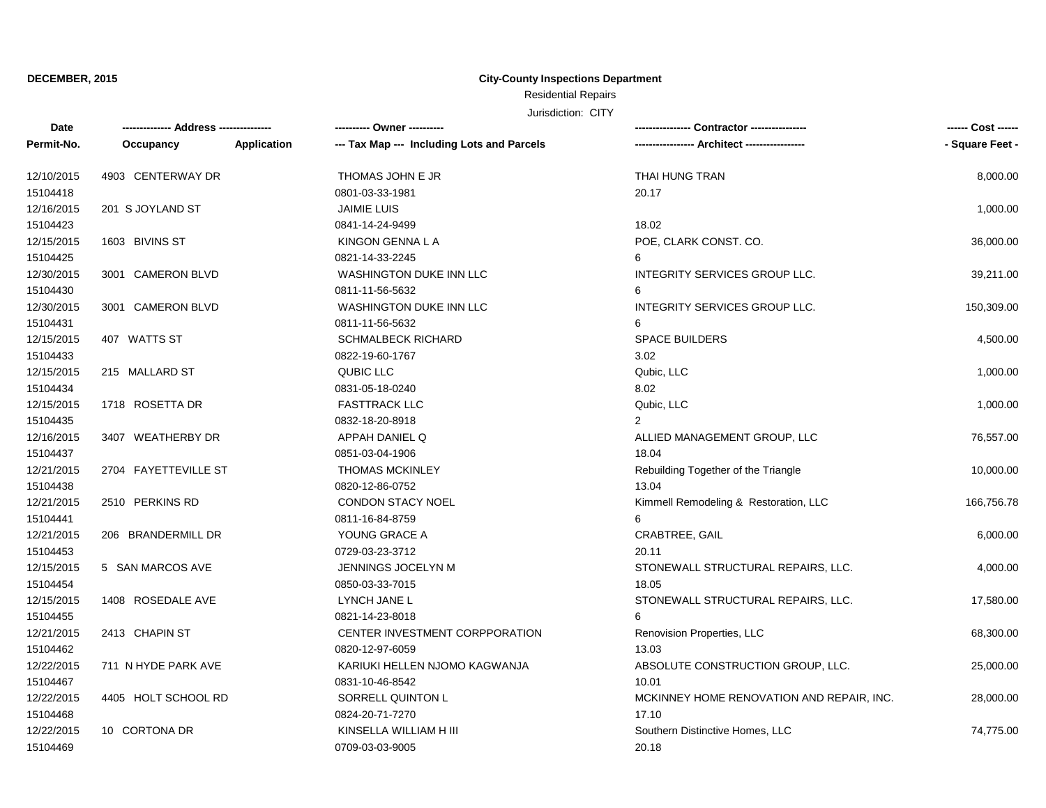**DECEMBER, 2015**

**City-County Inspections Department**

Residential Repairs

Jurisdiction: CITY

| Date | -------------- Address -------------- | | ---------- Owner ---------- | ---------------- Contractor ---------------- | ------ Cost ------ |
|---|---|---|---|---|---|
| Permit-No. | Occupancy | Application | --- Tax Map --- Including Lots and Parcels | ----------------- Architect ----------------- | - Square Feet - |
| 12/10/2015 | 4903 CENTERWAY DR | | THOMAS JOHN E JR | THAI HUNG TRAN | 8,000.00 |
| 15104418 | | | 0801-03-33-1981 | 20.17 | |
| 12/16/2015 | 201 S JOYLAND ST | | JAIMIE LUIS | | 1,000.00 |
| 15104423 | | | 0841-14-24-9499 | 18.02 | |
| 12/15/2015 | 1603 BIVINS ST | | KINGON GENNA L A | POE, CLARK CONST. CO. | 36,000.00 |
| 15104425 | | | 0821-14-33-2245 | 6 | |
| 12/30/2015 | 3001 CAMERON BLVD | | WASHINGTON DUKE INN LLC | INTEGRITY SERVICES GROUP LLC. | 39,211.00 |
| 15104430 | | | 0811-11-56-5632 | 6 | |
| 12/30/2015 | 3001 CAMERON BLVD | | WASHINGTON DUKE INN LLC | INTEGRITY SERVICES GROUP LLC. | 150,309.00 |
| 15104431 | | | 0811-11-56-5632 | 6 | |
| 12/15/2015 | 407 WATTS ST | | SCHMALBECK RICHARD | SPACE BUILDERS | 4,500.00 |
| 15104433 | | | 0822-19-60-1767 | 3.02 | |
| 12/15/2015 | 215 MALLARD ST | | QUBIC LLC | Qubic, LLC | 1,000.00 |
| 15104434 | | | 0831-05-18-0240 | 8.02 | |
| 12/15/2015 | 1718 ROSETTA DR | | FASTTRACK LLC | Qubic, LLC | 1,000.00 |
| 15104435 | | | 0832-18-20-8918 | 2 | |
| 12/16/2015 | 3407 WEATHERBY DR | | APPAH DANIEL Q | ALLIED MANAGEMENT GROUP, LLC | 76,557.00 |
| 15104437 | | | 0851-03-04-1906 | 18.04 | |
| 12/21/2015 | 2704 FAYETTEVILLE ST | | THOMAS MCKINLEY | Rebuilding Together of the Triangle | 10,000.00 |
| 15104438 | | | 0820-12-86-0752 | 13.04 | |
| 12/21/2015 | 2510 PERKINS RD | | CONDON STACY NOEL | Kimmell Remodeling & Restoration, LLC | 166,756.78 |
| 15104441 | | | 0811-16-84-8759 | 6 | |
| 12/21/2015 | 206 BRANDERMILL DR | | YOUNG GRACE A | CRABTREE, GAIL | 6,000.00 |
| 15104453 | | | 0729-03-23-3712 | 20.11 | |
| 12/15/2015 | 5 SAN MARCOS AVE | | JENNINGS JOCELYN M | STONEWALL STRUCTURAL REPAIRS, LLC. | 4,000.00 |
| 15104454 | | | 0850-03-33-7015 | 18.05 | |
| 12/15/2015 | 1408 ROSEDALE AVE | | LYNCH JANE L | STONEWALL STRUCTURAL REPAIRS, LLC. | 17,580.00 |
| 15104455 | | | 0821-14-23-8018 | 6 | |
| 12/21/2015 | 2413 CHAPIN ST | | CENTER INVESTMENT CORPPORATION | Renovision Properties, LLC | 68,300.00 |
| 15104462 | | | 0820-12-97-6059 | 13.03 | |
| 12/22/2015 | 711 N HYDE PARK AVE | | KARIUKI HELLEN NJOMO KAGWANJA | ABSOLUTE CONSTRUCTION GROUP, LLC. | 25,000.00 |
| 15104467 | | | 0831-10-46-8542 | 10.01 | |
| 12/22/2015 | 4405 HOLT SCHOOL RD | | SORRELL QUINTON L | MCKINNEY HOME RENOVATION AND REPAIR, INC. | 28,000.00 |
| 15104468 | | | 0824-20-71-7270 | 17.10 | |
| 12/22/2015 | 10 CORTONA DR | | KINSELLA WILLIAM H III | Southern Distinctive Homes, LLC | 74,775.00 |
| 15104469 | | | 0709-03-03-9005 | 20.18 | |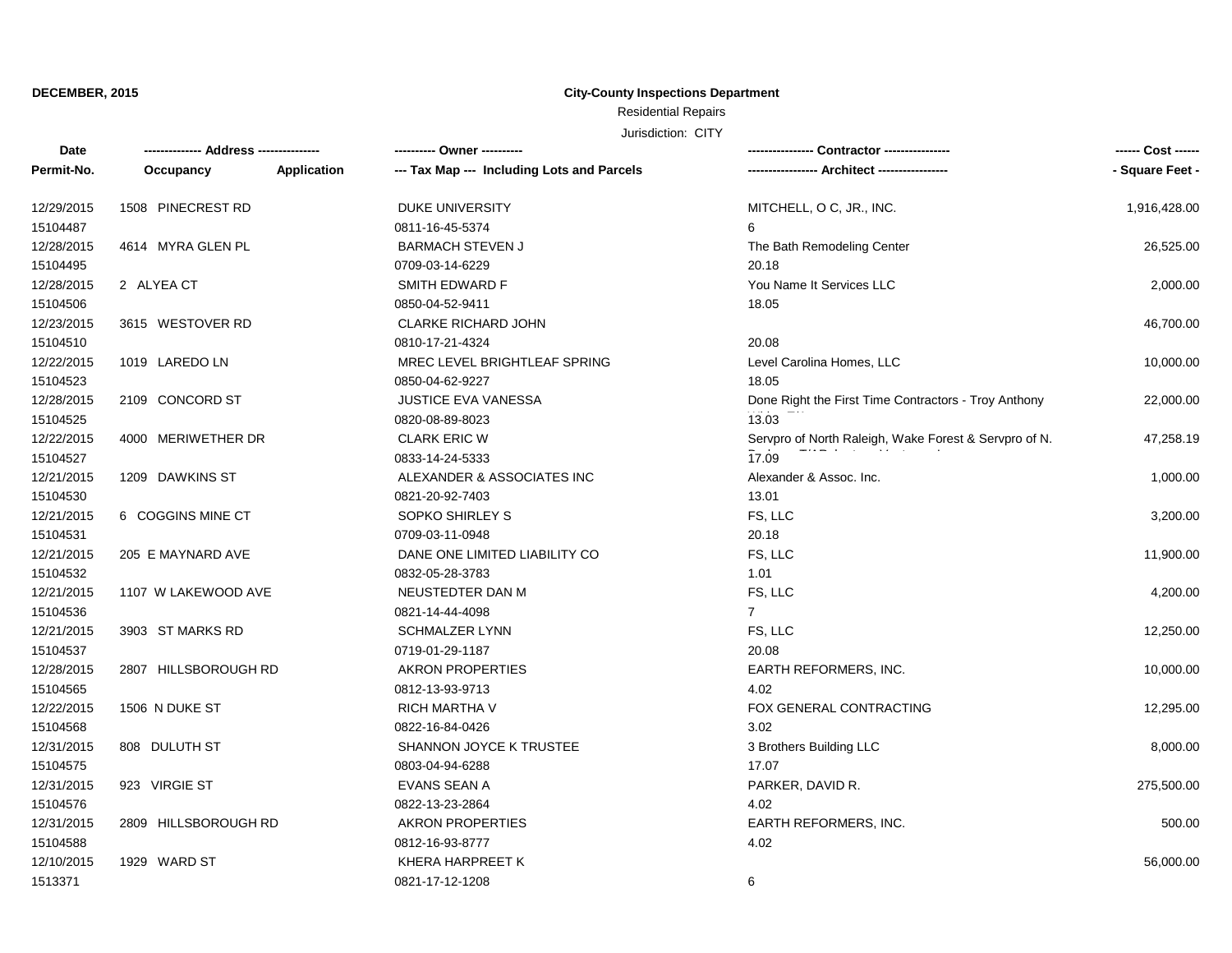**DECEMBER, 2015**

**City-County Inspections Department**

Residential Repairs

Jurisdiction: CITY

| Date<br>Permit-No. | Address<br>Occupancy | Application | Owner<br>Tax Map --- Including Lots and Parcels | Contractor<br>Architect | Cost<br>Square Feet |
|---|---|---|---|---|---|
| 12/29/2015<br>15104487 | 1508 PINECREST RD | | DUKE UNIVERSITY<br>0811-16-45-5374 | MITCHELL, O C, JR., INC.<br>6 | 1,916,428.00 |
| 12/28/2015<br>15104495 | 4614 MYRA GLEN PL | | BARMACH STEVEN J<br>0709-03-14-6229 | The Bath Remodeling Center<br>20.18 | 26,525.00 |
| 12/28/2015<br>15104506 | 2 ALYEA CT | | SMITH EDWARD F<br>0850-04-52-9411 | You Name It Services LLC<br>18.05 | 2,000.00 |
| 12/23/2015<br>15104510 | 3615 WESTOVER RD | | CLARKE RICHARD JOHN<br>0810-17-21-4324 | <br>20.08 | 46,700.00 |
| 12/22/2015<br>15104523 | 1019 LAREDO LN | | MREC LEVEL BRIGHTLEAF SPRING<br>0850-04-62-9227 | Level Carolina Homes, LLC<br>18.05 | 10,000.00 |
| 12/28/2015<br>15104525 | 2109 CONCORD ST | | JUSTICE EVA VANESSA<br>0820-08-89-8023 | Done Right the First Time Contractors - Troy Anthony<br>13.03 | 22,000.00 |
| 12/22/2015<br>15104527 | 4000 MERIWETHER DR | | CLARK ERIC W<br>0833-14-24-5333 | Servpro of North Raleigh, Wake Forest & Servpro of N.<br>17.09 | 47,258.19 |
| 12/21/2015<br>15104530 | 1209 DAWKINS ST | | ALEXANDER & ASSOCIATES INC<br>0821-20-92-7403 | Alexander & Assoc. Inc.<br>13.01 | 1,000.00 |
| 12/21/2015<br>15104531 | 6 COGGINS MINE CT | | SOPKO SHIRLEY S<br>0709-03-11-0948 | FS, LLC<br>20.18 | 3,200.00 |
| 12/21/2015<br>15104532 | 205 E MAYNARD AVE | | DANE ONE LIMITED LIABILITY CO<br>0832-05-28-3783 | FS, LLC<br>1.01 | 11,900.00 |
| 12/21/2015<br>15104536 | 1107 W LAKEWOOD AVE | | NEUSTEDTER DAN M<br>0821-14-44-4098 | FS, LLC<br>7 | 4,200.00 |
| 12/21/2015<br>15104537 | 3903 ST MARKS RD | | SCHMALZER LYNN<br>0719-01-29-1187 | FS, LLC<br>20.08 | 12,250.00 |
| 12/28/2015<br>15104565 | 2807 HILLSBOROUGH RD | | AKRON PROPERTIES<br>0812-13-93-9713 | EARTH REFORMERS, INC.<br>4.02 | 10,000.00 |
| 12/22/2015<br>15104568 | 1506 N DUKE ST | | RICH MARTHA V<br>0822-16-84-0426 | FOX GENERAL CONTRACTING<br>3.02 | 12,295.00 |
| 12/31/2015<br>15104575 | 808 DULUTH ST | | SHANNON JOYCE K TRUSTEE<br>0803-04-94-6288 | 3 Brothers Building LLC<br>17.07 | 8,000.00 |
| 12/31/2015<br>15104576 | 923 VIRGIE ST | | EVANS SEAN A<br>0822-13-23-2864 | PARKER, DAVID R.<br>4.02 | 275,500.00 |
| 12/31/2015<br>15104588 | 2809 HILLSBOROUGH RD | | AKRON PROPERTIES<br>0812-16-93-8777 | EARTH REFORMERS, INC.<br>4.02 | 500.00 |
| 12/10/2015<br>1513371 | 1929 WARD ST | | KHERA HARPREET K<br>0821-17-12-1208 | <br>6 | 56,000.00 |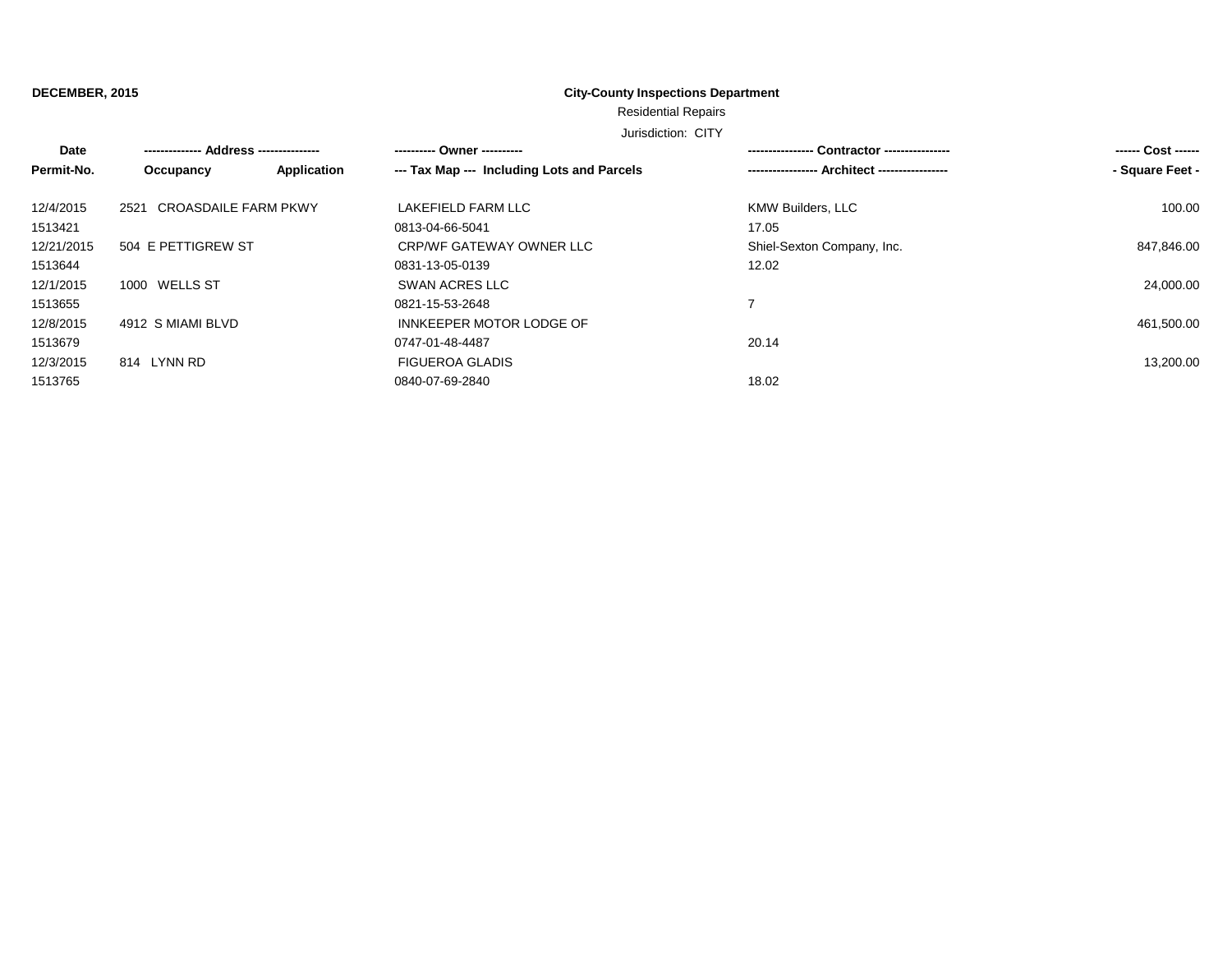**DECEMBER, 2015**

**City-County Inspections Department**

Residential Repairs

Jurisdiction: CITY

| Date<br>Permit-No. | ------------- Address --------------<br>Occupancy | <br>Application | ---------- Owner ----------<br>--- Tax Map --- Including Lots and Parcels | ---------------- Contractor ----------------<br>----------------- Architect ----------------- | ------ Cost ------<br>- Square Feet - |
|---|---|---|---|---|---|
| 12/4/2015<br>1513421 | 2521 CROASDAILE FARM PKWY | | LAKEFIELD FARM LLC<br>0813-04-66-5041 | KMW Builders, LLC<br>17.05 | 100.00 |
| 12/21/2015<br>1513644 | 504 E PETTIGREW ST | | CRP/WF GATEWAY OWNER LLC<br>0831-13-05-0139 | Shiel-Sexton Company, Inc.<br>12.02 | 847,846.00 |
| 12/1/2015<br>1513655 | 1000 WELLS ST | | SWAN ACRES LLC<br>0821-15-53-2648 | <br>7 | 24,000.00 |
| 12/8/2015<br>1513679 | 4912 S MIAMI BLVD | | INNKEEPER MOTOR LODGE OF<br>0747-01-48-4487 | <br>20.14 | 461,500.00 |
| 12/3/2015<br>1513765 | 814 LYNN RD | | FIGUEROA GLADIS<br>0840-07-69-2840 | <br>18.02 | 13,200.00 |